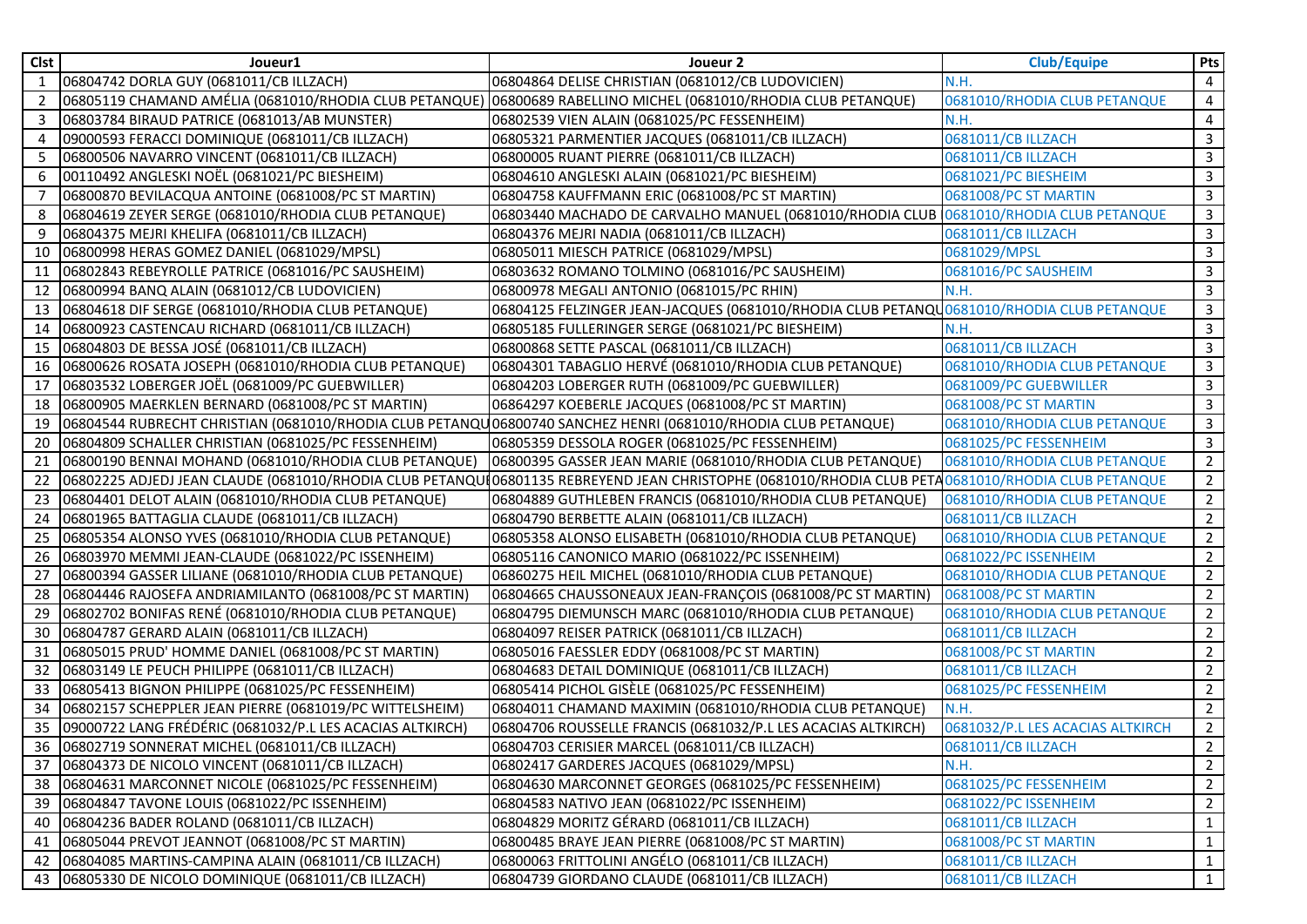| Clst | Joueur1 | Joueur 2 | Club/Equipe | Pts |
|---|---|---|---|---|
| 1 | 06804742 DORLA GUY (0681011/CB ILLZACH) | 06804864 DELISE CHRISTIAN (0681012/CB LUDOVICIEN) | N.H. | 4 |
| 2 | 06805119 CHAMAND AMÉLIA (0681010/RHODIA CLUB PETANQUE) | 06800689 RABELLINO MICHEL (0681010/RHODIA CLUB PETANQUE) | 0681010/RHODIA CLUB PETANQUE | 4 |
| 3 | 06803784 BIRAUD PATRICE (0681013/AB MUNSTER) | 06802539 VIEN ALAIN (0681025/PC FESSENHEIM) | N.H. | 4 |
| 4 | 09000593 FERACCI DOMINIQUE (0681011/CB ILLZACH) | 06805321 PARMENTIER JACQUES (0681011/CB ILLZACH) | 0681011/CB ILLZACH | 3 |
| 5 | 06800506 NAVARRO VINCENT (0681011/CB ILLZACH) | 06800005 RUANT PIERRE (0681011/CB ILLZACH) | 0681011/CB ILLZACH | 3 |
| 6 | 00110492 ANGLESKI NOËL (0681021/PC BIESHEIM) | 06804610 ANGLESKI ALAIN (0681021/PC BIESHEIM) | 0681021/PC BIESHEIM | 3 |
| 7 | 06800870 BEVILACQUA ANTOINE (0681008/PC ST MARTIN) | 06804758 KAUFFMANN ERIC (0681008/PC ST MARTIN) | 0681008/PC ST MARTIN | 3 |
| 8 | 06804619 ZEYER SERGE (0681010/RHODIA CLUB PETANQUE) | 06803440 MACHADO DE CARVALHO MANUEL (0681010/RHODIA CLUB | 0681010/RHODIA CLUB PETANQUE | 3 |
| 9 | 06804375 MEJRI KHELIFA (0681011/CB ILLZACH) | 06804376 MEJRI NADIA (0681011/CB ILLZACH) | 0681011/CB ILLZACH | 3 |
| 10 | 06800998 HERAS GOMEZ DANIEL (0681029/MPSL) | 06805011 MIESCH PATRICE (0681029/MPSL) | 0681029/MPSL | 3 |
| 11 | 06802843 REBEYROLLE PATRICE (0681016/PC SAUSHEIM) | 06803632 ROMANO TOLMINO (0681016/PC SAUSHEIM) | 0681016/PC SAUSHEIM | 3 |
| 12 | 06800994 BANQ ALAIN (0681012/CB LUDOVICIEN) | 06800978 MEGALI ANTONIO (0681015/PC RHIN) | N.H. | 3 |
| 13 | 06804618 DIF SERGE (0681010/RHODIA CLUB PETANQUE) | 06804125 FELZINGER JEAN-JACQUES (0681010/RHODIA CLUB PETANQU | 0681010/RHODIA CLUB PETANQUE | 3 |
| 14 | 06800923 CASTENCAU RICHARD (0681011/CB ILLZACH) | 06805185 FULLERINGER SERGE (0681021/PC BIESHEIM) | N.H. | 3 |
| 15 | 06804803 DE BESSA JOSÉ (0681011/CB ILLZACH) | 06800868 SETTE PASCAL (0681011/CB ILLZACH) | 0681011/CB ILLZACH | 3 |
| 16 | 06800626 ROSATA JOSEPH (0681010/RHODIA CLUB PETANQUE) | 06804301 TABAGLIO HERVÉ (0681010/RHODIA CLUB PETANQUE) | 0681010/RHODIA CLUB PETANQUE | 3 |
| 17 | 06803532 LOBERGER JOËL (0681009/PC GUEBWILLER) | 06804203 LOBERGER RUTH (0681009/PC GUEBWILLER) | 0681009/PC GUEBWILLER | 3 |
| 18 | 06800905 MAERKLEN BERNARD (0681008/PC ST MARTIN) | 06864297 KOEBERLE JACQUES (0681008/PC ST MARTIN) | 0681008/PC ST MARTIN | 3 |
| 19 | 06804544 RUBRECHT CHRISTIAN (0681010/RHODIA CLUB PETANQU | 06800740 SANCHEZ HENRI (0681010/RHODIA CLUB PETANQUE) | 0681010/RHODIA CLUB PETANQUE | 3 |
| 20 | 06804809 SCHALLER CHRISTIAN (0681025/PC FESSENHEIM) | 06805359 DESSOLA ROGER (0681025/PC FESSENHEIM) | 0681025/PC FESSENHEIM | 3 |
| 21 | 06800190 BENNAI MOHAND (0681010/RHODIA CLUB PETANQUE) | 06800395 GASSER JEAN MARIE (0681010/RHODIA CLUB PETANQUE) | 0681010/RHODIA CLUB PETANQUE | 2 |
| 22 | 06802225 ADJEDJ JEAN CLAUDE (0681010/RHODIA CLUB PETANQU | 06801135 REBREYEND JEAN CHRISTOPHE (0681010/RHODIA CLUB PETA | 0681010/RHODIA CLUB PETANQUE | 2 |
| 23 | 06804401 DELOT ALAIN (0681010/RHODIA CLUB PETANQUE) | 06804889 GUTHLEBEN FRANCIS (0681010/RHODIA CLUB PETANQUE) | 0681010/RHODIA CLUB PETANQUE | 2 |
| 24 | 06801965 BATTAGLIA CLAUDE (0681011/CB ILLZACH) | 06804790 BERBETTE ALAIN (0681011/CB ILLZACH) | 0681011/CB ILLZACH | 2 |
| 25 | 06805354 ALONSO YVES (0681010/RHODIA CLUB PETANQUE) | 06805358 ALONSO ELISABETH (0681010/RHODIA CLUB PETANQUE) | 0681010/RHODIA CLUB PETANQUE | 2 |
| 26 | 06803970 MEMMI JEAN-CLAUDE (0681022/PC ISSENHEIM) | 06805116 CANONICO MARIO (0681022/PC ISSENHEIM) | 0681022/PC ISSENHEIM | 2 |
| 27 | 06800394 GASSER LILIANE (0681010/RHODIA CLUB PETANQUE) | 06860275 HEIL MICHEL (0681010/RHODIA CLUB PETANQUE) | 0681010/RHODIA CLUB PETANQUE | 2 |
| 28 | 06804446 RAJOSEFA ANDRIAMILANTO (0681008/PC ST MARTIN) | 06804665 CHAUSSONEAUX JEAN-FRANÇOIS (0681008/PC ST MARTIN) | 0681008/PC ST MARTIN | 2 |
| 29 | 06802702 BONIFAS RENÉ (0681010/RHODIA CLUB PETANQUE) | 06804795 DIEMUNSCH MARC (0681010/RHODIA CLUB PETANQUE) | 0681010/RHODIA CLUB PETANQUE | 2 |
| 30 | 06804787 GERARD ALAIN (0681011/CB ILLZACH) | 06804097 REISER PATRICK (0681011/CB ILLZACH) | 0681011/CB ILLZACH | 2 |
| 31 | 06805015 PRUD' HOMME DANIEL (0681008/PC ST MARTIN) | 06805016 FAESSLER EDDY (0681008/PC ST MARTIN) | 0681008/PC ST MARTIN | 2 |
| 32 | 06803149 LE PEUCH PHILIPPE (0681011/CB ILLZACH) | 06804683 DETAIL DOMINIQUE (0681011/CB ILLZACH) | 0681011/CB ILLZACH | 2 |
| 33 | 06805413 BIGNON PHILIPPE (0681025/PC FESSENHEIM) | 06805414 PICHOL GISÈLE (0681025/PC FESSENHEIM) | 0681025/PC FESSENHEIM | 2 |
| 34 | 06802157 SCHEPPLER JEAN PIERRE (0681019/PC WITTELSHEIM) | 06804011 CHAMAND MAXIMIN (0681010/RHODIA CLUB PETANQUE) | N.H. | 2 |
| 35 | 09000722 LANG FRÉDÉRIC (0681032/P.L LES ACACIAS ALTKIRCH) | 06804706 ROUSSELLE FRANCIS (0681032/P.L LES ACACIAS ALTKIRCH) | 0681032/P.L LES ACACIAS ALTKIRCH | 2 |
| 36 | 06802719 SONNERAT MICHEL (0681011/CB ILLZACH) | 06804703 CERISIER MARCEL (0681011/CB ILLZACH) | 0681011/CB ILLZACH | 2 |
| 37 | 06804373 DE NICOLO VINCENT (0681011/CB ILLZACH) | 06802417 GARDERES JACQUES (0681029/MPSL) | N.H. | 2 |
| 38 | 06804631 MARCONNET NICOLE (0681025/PC FESSENHEIM) | 06804630 MARCONNET GEORGES (0681025/PC FESSENHEIM) | 0681025/PC FESSENHEIM | 2 |
| 39 | 06804847 TAVONE LOUIS (0681022/PC ISSENHEIM) | 06804583 NATIVO JEAN (0681022/PC ISSENHEIM) | 0681022/PC ISSENHEIM | 2 |
| 40 | 06804236 BADER ROLAND (0681011/CB ILLZACH) | 06804829 MORITZ GÉRARD (0681011/CB ILLZACH) | 0681011/CB ILLZACH | 1 |
| 41 | 06805044 PREVOT JEANNOT (0681008/PC ST MARTIN) | 06800485 BRAYE JEAN PIERRE (0681008/PC ST MARTIN) | 0681008/PC ST MARTIN | 1 |
| 42 | 06804085 MARTINS-CAMPINA ALAIN (0681011/CB ILLZACH) | 06800063 FRITTOLINI ANGÉLO (0681011/CB ILLZACH) | 0681011/CB ILLZACH | 1 |
| 43 | 06805330 DE NICOLO DOMINIQUE (0681011/CB ILLZACH) | 06804739 GIORDANO CLAUDE (0681011/CB ILLZACH) | 0681011/CB ILLZACH | 1 |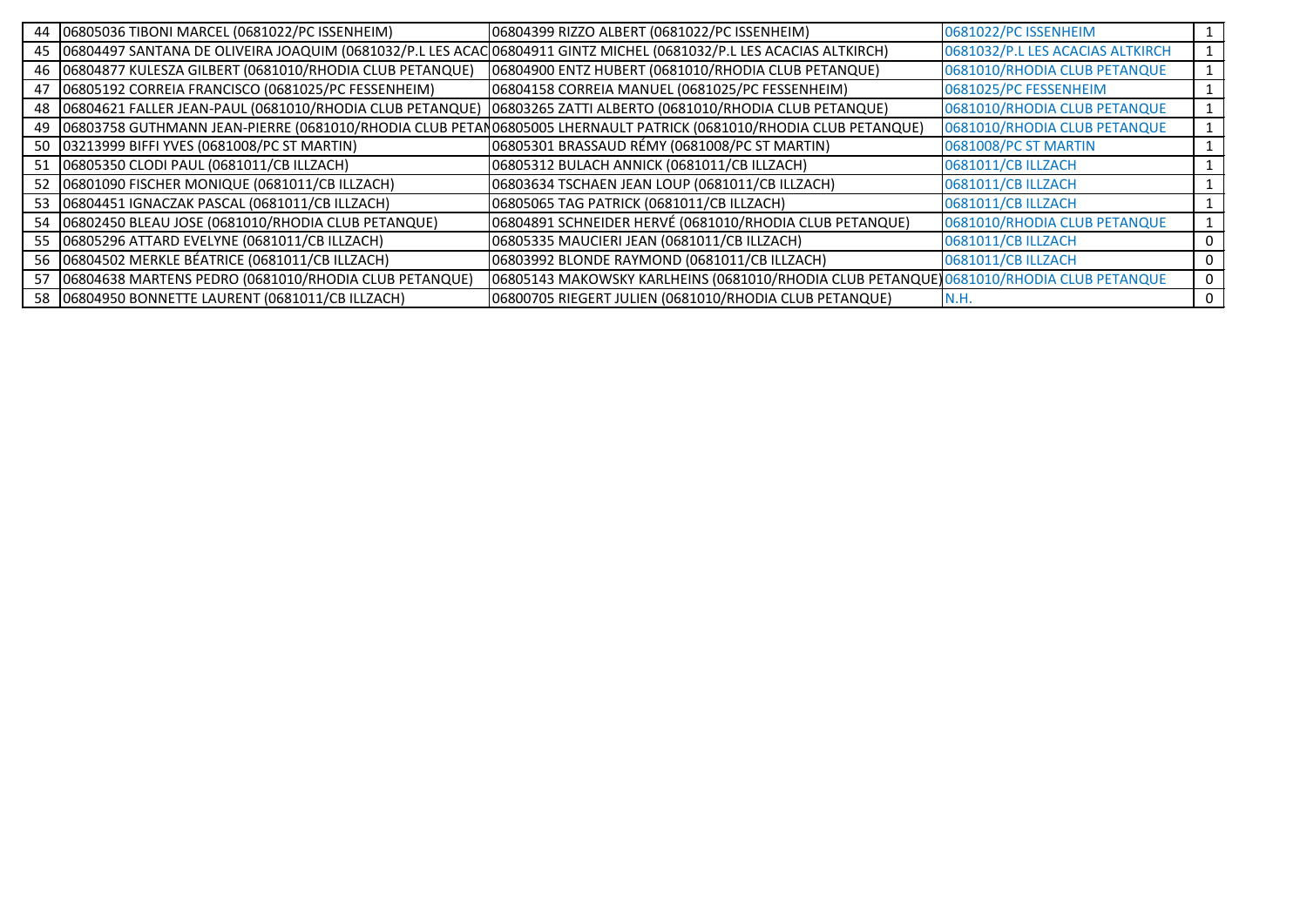| | | | | |
|---|---|---|---|---|
| 44 | 06805036 TIBONI MARCEL (0681022/PC ISSENHEIM) | 06804399 RIZZO ALBERT (0681022/PC ISSENHEIM) | 0681022/PC ISSENHEIM | 1 |
| 45 | 06804497 SANTANA DE OLIVEIRA JOAQUIM (0681032/P.L LES ACAC | 06804911 GINTZ MICHEL (0681032/P.L LES ACACIAS ALTKIRCH) | 0681032/P.L LES ACACIAS ALTKIRCH | 1 |
| 46 | 06804877 KULESZA GILBERT (0681010/RHODIA CLUB PETANQUE) | 06804900 ENTZ HUBERT (0681010/RHODIA CLUB PETANQUE) | 0681010/RHODIA CLUB PETANQUE | 1 |
| 47 | 06805192 CORREIA FRANCISCO (0681025/PC FESSENHEIM) | 06804158 CORREIA MANUEL (0681025/PC FESSENHEIM) | 0681025/PC FESSENHEIM | 1 |
| 48 | 06804621 FALLER JEAN-PAUL (0681010/RHODIA CLUB PETANQUE) | 06803265 ZATTI ALBERTO (0681010/RHODIA CLUB PETANQUE) | 0681010/RHODIA CLUB PETANQUE | 1 |
| 49 | 06803758 GUTHMANN JEAN-PIERRE (0681010/RHODIA CLUB PETAN | 06805005 LHERNAULT PATRICK (0681010/RHODIA CLUB PETANQUE) | 0681010/RHODIA CLUB PETANQUE | 1 |
| 50 | 03213999 BIFFI YVES (0681008/PC ST MARTIN) | 06805301 BRASSAUD RÉMY (0681008/PC ST MARTIN) | 0681008/PC ST MARTIN | 1 |
| 51 | 06805350 CLODI PAUL (0681011/CB ILLZACH) | 06805312 BULACH ANNICK (0681011/CB ILLZACH) | 0681011/CB ILLZACH | 1 |
| 52 | 06801090 FISCHER MONIQUE (0681011/CB ILLZACH) | 06803634 TSCHAEN JEAN LOUP (0681011/CB ILLZACH) | 0681011/CB ILLZACH | 1 |
| 53 | 06804451 IGNACZAK PASCAL (0681011/CB ILLZACH) | 06805065 TAG PATRICK (0681011/CB ILLZACH) | 0681011/CB ILLZACH | 1 |
| 54 | 06802450 BLEAU JOSE (0681010/RHODIA CLUB PETANQUE) | 06804891 SCHNEIDER HERVÉ (0681010/RHODIA CLUB PETANQUE) | 0681010/RHODIA CLUB PETANQUE | 1 |
| 55 | 06805296 ATTARD EVELYNE (0681011/CB ILLZACH) | 06805335 MAUCIERI JEAN (0681011/CB ILLZACH) | 0681011/CB ILLZACH | 0 |
| 56 | 06804502 MERKLE BÉATRICE (0681011/CB ILLZACH) | 06803992 BLONDE RAYMOND (0681011/CB ILLZACH) | 0681011/CB ILLZACH | 0 |
| 57 | 06804638 MARTENS PEDRO (0681010/RHODIA CLUB PETANQUE) | 06805143 MAKOWSKY KARLHEINS (0681010/RHODIA CLUB PETANQUE) | 0681010/RHODIA CLUB PETANQUE | 0 |
| 58 | 06804950 BONNETTE LAURENT (0681011/CB ILLZACH) | 06800705 RIEGERT JULIEN (0681010/RHODIA CLUB PETANQUE) | N.H. | 0 |